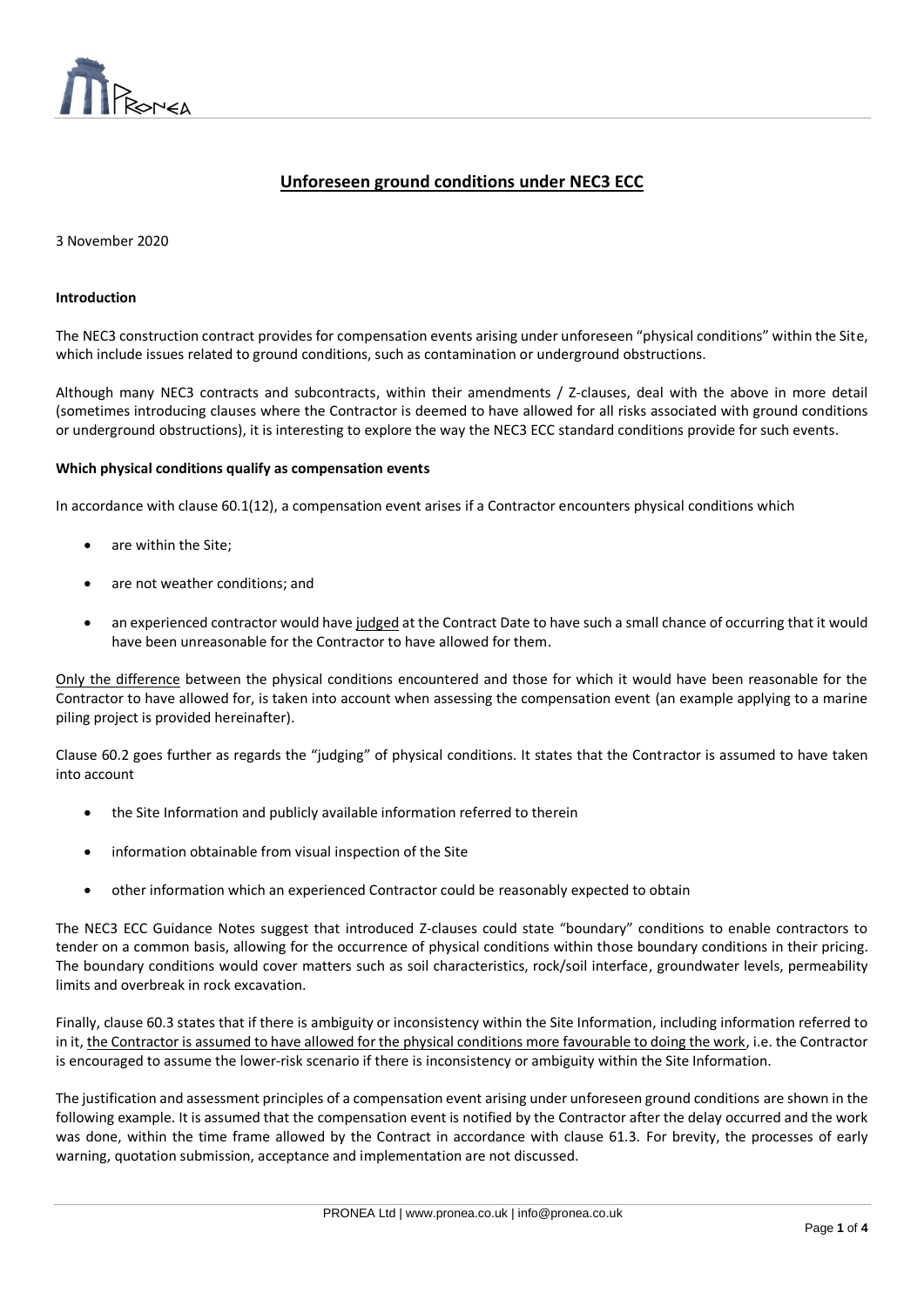## Unforeseen ground conditions under NEC3 ECC

3 November 2020

**Introduction**

The NEC3 construction contract provides for compensation events arising under unforeseen "physical conditions" within the Site, which include issues related to ground conditions, such as contamination or underground obstructions.

Although many NEC3 contracts and subcontracts, within their amendments / Z-clauses, deal with the above in more detail (sometimes introducing clauses where the Contractor is deemed to have allowed for all risks associated with ground conditions or underground obstructions), it is interesting to explore the way the NEC3 ECC standard conditions provide for such events.

**Which physical conditions qualify as compensation events**

In accordance with clause 60.1(12), a compensation event arises if a Contractor encounters physical conditions which

- are within the Site;
- are not weather conditions; and
- an experienced contractor would have judged at the Contract Date to have such a small chance of occurring that it would have been unreasonable for the Contractor to have allowed for them.

Only the difference between the physical conditions encountered and those for which it would have been reasonable for the Contractor to have allowed for, is taken into account when assessing the compensation event (an example applying to a marine piling project is provided hereinafter).

Clause 60.2 goes further as regards the "judging" of physical conditions. It states that the Contractor is assumed to have taken into account

- the Site Information and publicly available information referred to therein
- information obtainable from visual inspection of the Site
- other information which an experienced Contractor could be reasonably expected to obtain

The NEC3 ECC Guidance Notes suggest that introduced Z-clauses could state "boundary" conditions to enable contractors to tender on a common basis, allowing for the occurrence of physical conditions within those boundary conditions in their pricing. The boundary conditions would cover matters such as soil characteristics, rock/soil interface, groundwater levels, permeability limits and overbreak in rock excavation.

Finally, clause 60.3 states that if there is ambiguity or inconsistency within the Site Information, including information referred to in it, the Contractor is assumed to have allowed for the physical conditions more favourable to doing the work, i.e. the Contractor is encouraged to assume the lower-risk scenario if there is inconsistency or ambiguity within the Site Information.

The justification and assessment principles of a compensation event arising under unforeseen ground conditions are shown in the following example. It is assumed that the compensation event is notified by the Contractor after the delay occurred and the work was done, within the time frame allowed by the Contract in accordance with clause 61.3. For brevity, the processes of early warning, quotation submission, acceptance and implementation are not discussed.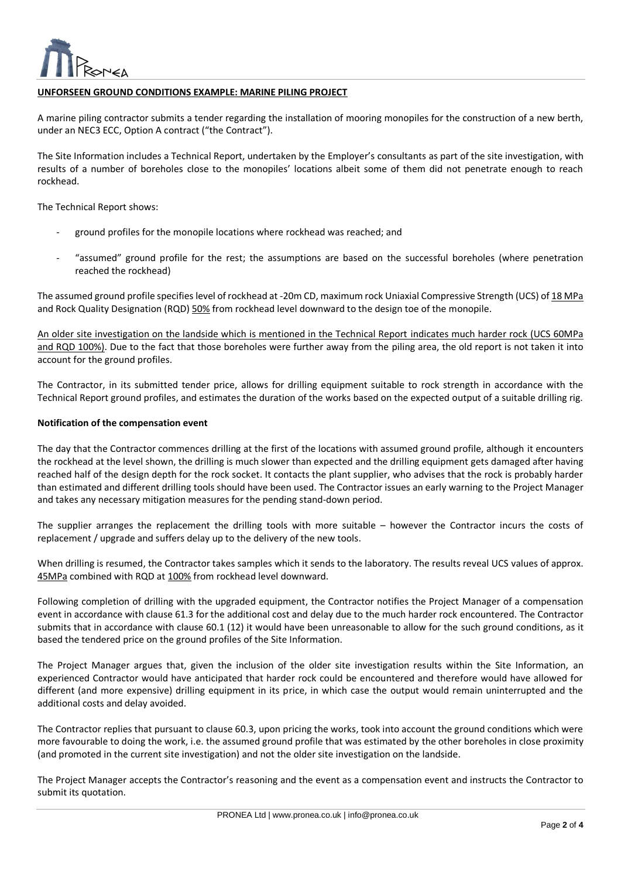**UNFORSEEN GROUND CONDITIONS EXAMPLE: MARINE PILING PROJECT**

A marine piling contractor submits a tender regarding the installation of mooring monopiles for the construction of a new berth, under an NEC3 ECC, Option A contract ("the Contract").

The Site Information includes a Technical Report, undertaken by the Employer's consultants as part of the site investigation, with results of a number of boreholes close to the monopiles' locations albeit some of them did not penetrate enough to reach rockhead.

The Technical Report shows:

- ground profiles for the monopile locations where rockhead was reached; and
- "assumed" ground profile for the rest; the assumptions are based on the successful boreholes (where penetration reached the rockhead)

The assumed ground profile specifies level of rockhead at -20m CD, maximum rock Uniaxial Compressive Strength (UCS) of 18 MPa and Rock Quality Designation (RQD) 50% from rockhead level downward to the design toe of the monopile.

An older site investigation on the landside which is mentioned in the Technical Report indicates much harder rock (UCS 60MPa and RQD 100%). Due to the fact that those boreholes were further away from the piling area, the old report is not taken it into account for the ground profiles.

The Contractor, in its submitted tender price, allows for drilling equipment suitable to rock strength in accordance with the Technical Report ground profiles, and estimates the duration of the works based on the expected output of a suitable drilling rig.

**Notification of the compensation event**

The day that the Contractor commences drilling at the first of the locations with assumed ground profile, although it encounters the rockhead at the level shown, the drilling is much slower than expected and the drilling equipment gets damaged after having reached half of the design depth for the rock socket. It contacts the plant supplier, who advises that the rock is probably harder than estimated and different drilling tools should have been used. The Contractor issues an early warning to the Project Manager and takes any necessary mitigation measures for the pending stand-down period.

The supplier arranges the replacement the drilling tools with more suitable – however the Contractor incurs the costs of replacement / upgrade and suffers delay up to the delivery of the new tools.

When drilling is resumed, the Contractor takes samples which it sends to the laboratory. The results reveal UCS values of approx. 45MPa combined with RQD at 100% from rockhead level downward.

Following completion of drilling with the upgraded equipment, the Contractor notifies the Project Manager of a compensation event in accordance with clause 61.3 for the additional cost and delay due to the much harder rock encountered. The Contractor submits that in accordance with clause 60.1 (12) it would have been unreasonable to allow for the such ground conditions, as it based the tendered price on the ground profiles of the Site Information.

The Project Manager argues that, given the inclusion of the older site investigation results within the Site Information, an experienced Contractor would have anticipated that harder rock could be encountered and therefore would have allowed for different (and more expensive) drilling equipment in its price, in which case the output would remain uninterrupted and the additional costs and delay avoided.

The Contractor replies that pursuant to clause 60.3, upon pricing the works, took into account the ground conditions which were more favourable to doing the work, i.e. the assumed ground profile that was estimated by the other boreholes in close proximity (and promoted in the current site investigation) and not the older site investigation on the landside.

The Project Manager accepts the Contractor's reasoning and the event as a compensation event and instructs the Contractor to submit its quotation.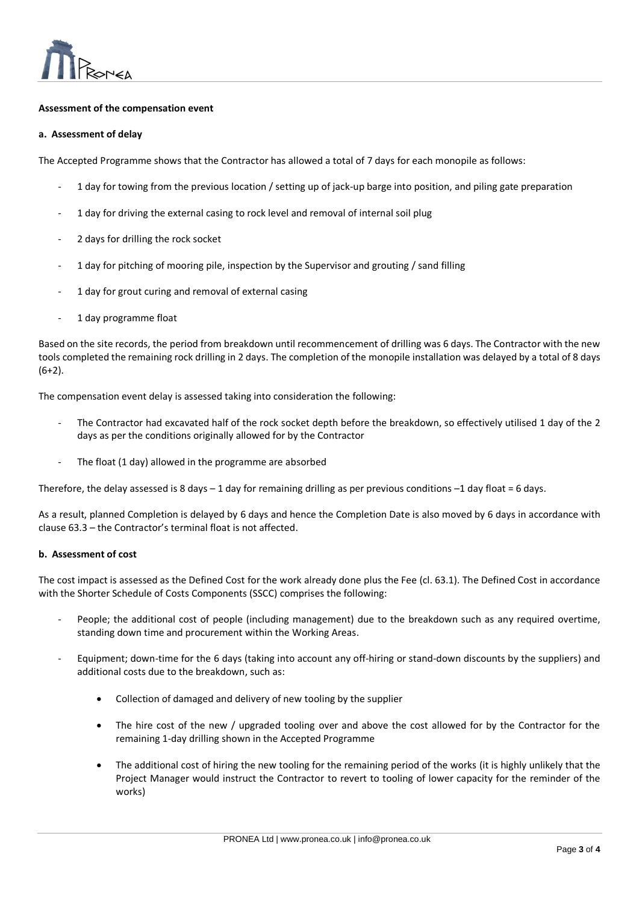**Assessment of the compensation event**

**a. Assessment of delay**

The Accepted Programme shows that the Contractor has allowed a total of 7 days for each monopile as follows:

- 1 day for towing from the previous location / setting up of jack-up barge into position, and piling gate preparation
- 1 day for driving the external casing to rock level and removal of internal soil plug
- 2 days for drilling the rock socket
- 1 day for pitching of mooring pile, inspection by the Supervisor and grouting / sand filling
- 1 day for grout curing and removal of external casing
- 1 day programme float

Based on the site records, the period from breakdown until recommencement of drilling was 6 days. The Contractor with the new tools completed the remaining rock drilling in 2 days. The completion of the monopile installation was delayed by a total of 8 days (6+2).

The compensation event delay is assessed taking into consideration the following:

- The Contractor had excavated half of the rock socket depth before the breakdown, so effectively utilised 1 day of the 2 days as per the conditions originally allowed for by the Contractor
- The float (1 day) allowed in the programme are absorbed

Therefore, the delay assessed is 8 days – 1 day for remaining drilling as per previous conditions –1 day float = 6 days.

As a result, planned Completion is delayed by 6 days and hence the Completion Date is also moved by 6 days in accordance with clause 63.3 – the Contractor's terminal float is not affected.

**b. Assessment of cost**

The cost impact is assessed as the Defined Cost for the work already done plus the Fee (cl. 63.1). The Defined Cost in accordance with the Shorter Schedule of Costs Components (SSCC) comprises the following:

- People; the additional cost of people (including management) due to the breakdown such as any required overtime, standing down time and procurement within the Working Areas.
- Equipment; down-time for the 6 days (taking into account any off-hiring or stand-down discounts by the suppliers) and additional costs due to the breakdown, such as:
  - Collection of damaged and delivery of new tooling by the supplier
  - The hire cost of the new / upgraded tooling over and above the cost allowed for by the Contractor for the remaining 1-day drilling shown in the Accepted Programme
  - The additional cost of hiring the new tooling for the remaining period of the works (it is highly unlikely that the Project Manager would instruct the Contractor to revert to tooling of lower capacity for the reminder of the works)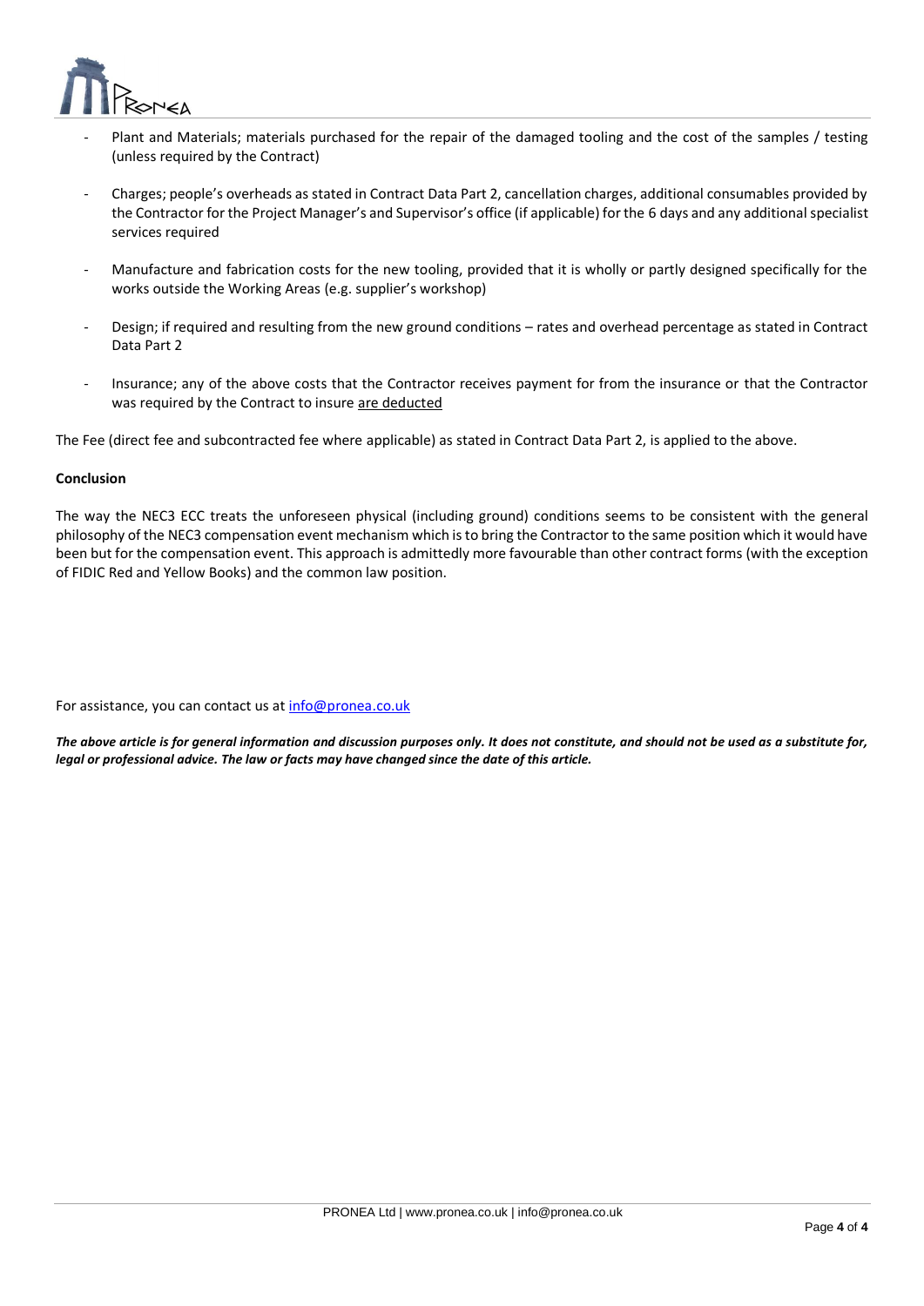- Plant and Materials; materials purchased for the repair of the damaged tooling and the cost of the samples / testing (unless required by the Contract)
- Charges; people's overheads as stated in Contract Data Part 2, cancellation charges, additional consumables provided by the Contractor for the Project Manager's and Supervisor's office (if applicable) for the 6 days and any additional specialist services required
- Manufacture and fabrication costs for the new tooling, provided that it is wholly or partly designed specifically for the works outside the Working Areas (e.g. supplier's workshop)
- Design; if required and resulting from the new ground conditions – rates and overhead percentage as stated in Contract Data Part 2
- Insurance; any of the above costs that the Contractor receives payment for from the insurance or that the Contractor was required by the Contract to insure are deducted

The Fee (direct fee and subcontracted fee where applicable) as stated in Contract Data Part 2, is applied to the above.

**Conclusion**

The way the NEC3 ECC treats the unforeseen physical (including ground) conditions seems to be consistent with the general philosophy of the NEC3 compensation event mechanism which is to bring the Contractor to the same position which it would have been but for the compensation event. This approach is admittedly more favourable than other contract forms (with the exception of FIDIC Red and Yellow Books) and the common law position.

For assistance, you can contact us at info@pronea.co.uk

***The above article is for general information and discussion purposes only. It does not constitute, and should not be used as a substitute for, legal or professional advice. The law or facts may have changed since the date of this article.***